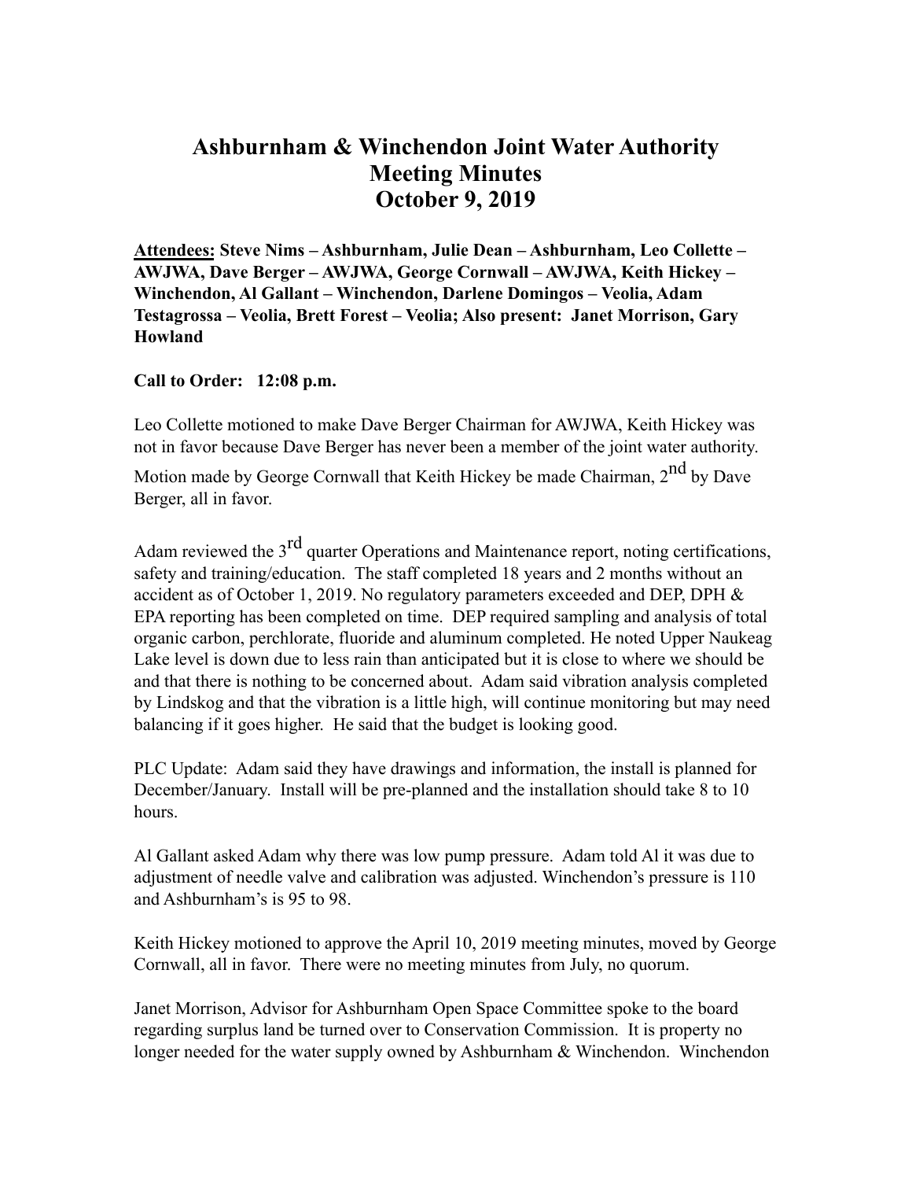# Ashburnham & Winchendon Joint Water Authority
# Meeting Minutes
# October 9, 2019

**Attendees: Steve Nims – Ashburnham, Julie Dean – Ashburnham, Leo Collette – AWJWA, Dave Berger – AWJWA, George Cornwall – AWJWA, Keith Hickey – Winchendon, Al Gallant – Winchendon, Darlene Domingos – Veolia, Adam Testagrossa – Veolia, Brett Forest – Veolia; Also present: Janet Morrison, Gary Howland**

**Call to Order: 12:08 p.m.**

Leo Collette motioned to make Dave Berger Chairman for AWJWA, Keith Hickey was not in favor because Dave Berger has never been a member of the joint water authority. Motion made by George Cornwall that Keith Hickey be made Chairman, 2nd by Dave Berger, all in favor.

Adam reviewed the 3rd quarter Operations and Maintenance report, noting certifications, safety and training/education. The staff completed 18 years and 2 months without an accident as of October 1, 2019. No regulatory parameters exceeded and DEP, DPH & EPA reporting has been completed on time. DEP required sampling and analysis of total organic carbon, perchlorate, fluoride and aluminum completed. He noted Upper Naukeag Lake level is down due to less rain than anticipated but it is close to where we should be and that there is nothing to be concerned about. Adam said vibration analysis completed by Lindskog and that the vibration is a little high, will continue monitoring but may need balancing if it goes higher. He said that the budget is looking good.

PLC Update: Adam said they have drawings and information, the install is planned for December/January. Install will be pre-planned and the installation should take 8 to 10 hours.

Al Gallant asked Adam why there was low pump pressure. Adam told Al it was due to adjustment of needle valve and calibration was adjusted. Winchendon's pressure is 110 and Ashburnham's is 95 to 98.

Keith Hickey motioned to approve the April 10, 2019 meeting minutes, moved by George Cornwall, all in favor. There were no meeting minutes from July, no quorum.

Janet Morrison, Advisor for Ashburnham Open Space Committee spoke to the board regarding surplus land be turned over to Conservation Commission. It is property no longer needed for the water supply owned by Ashburnham & Winchendon. Winchendon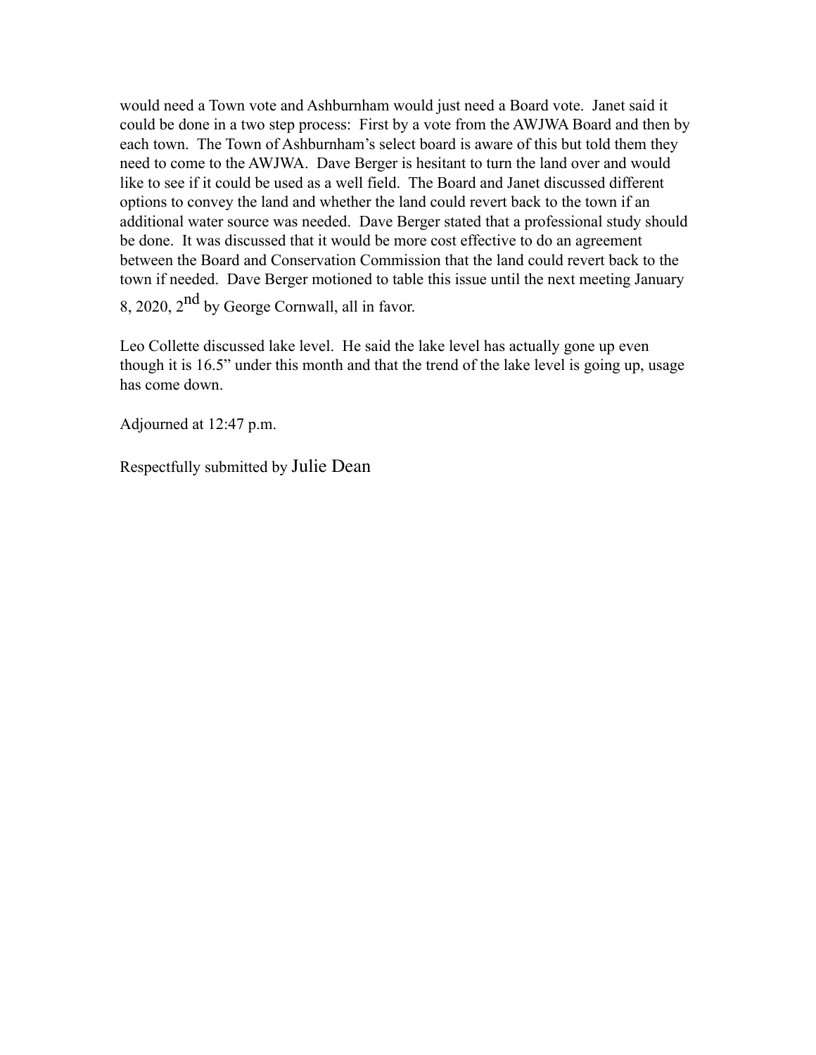would need a Town vote and Ashburnham would just need a Board vote. Janet said it could be done in a two step process: First by a vote from the AWJWA Board and then by each town. The Town of Ashburnham's select board is aware of this but told them they need to come to the AWJWA. Dave Berger is hesitant to turn the land over and would like to see if it could be used as a well field. The Board and Janet discussed different options to convey the land and whether the land could revert back to the town if an additional water source was needed. Dave Berger stated that a professional study should be done. It was discussed that it would be more cost effective to do an agreement between the Board and Conservation Commission that the land could revert back to the town if needed. Dave Berger motioned to table this issue until the next meeting January 8, 2020, 2nd by George Cornwall, all in favor.

Leo Collette discussed lake level. He said the lake level has actually gone up even though it is 16.5" under this month and that the trend of the lake level is going up, usage has come down.

Adjourned at 12:47 p.m.

Respectfully submitted by Julie Dean